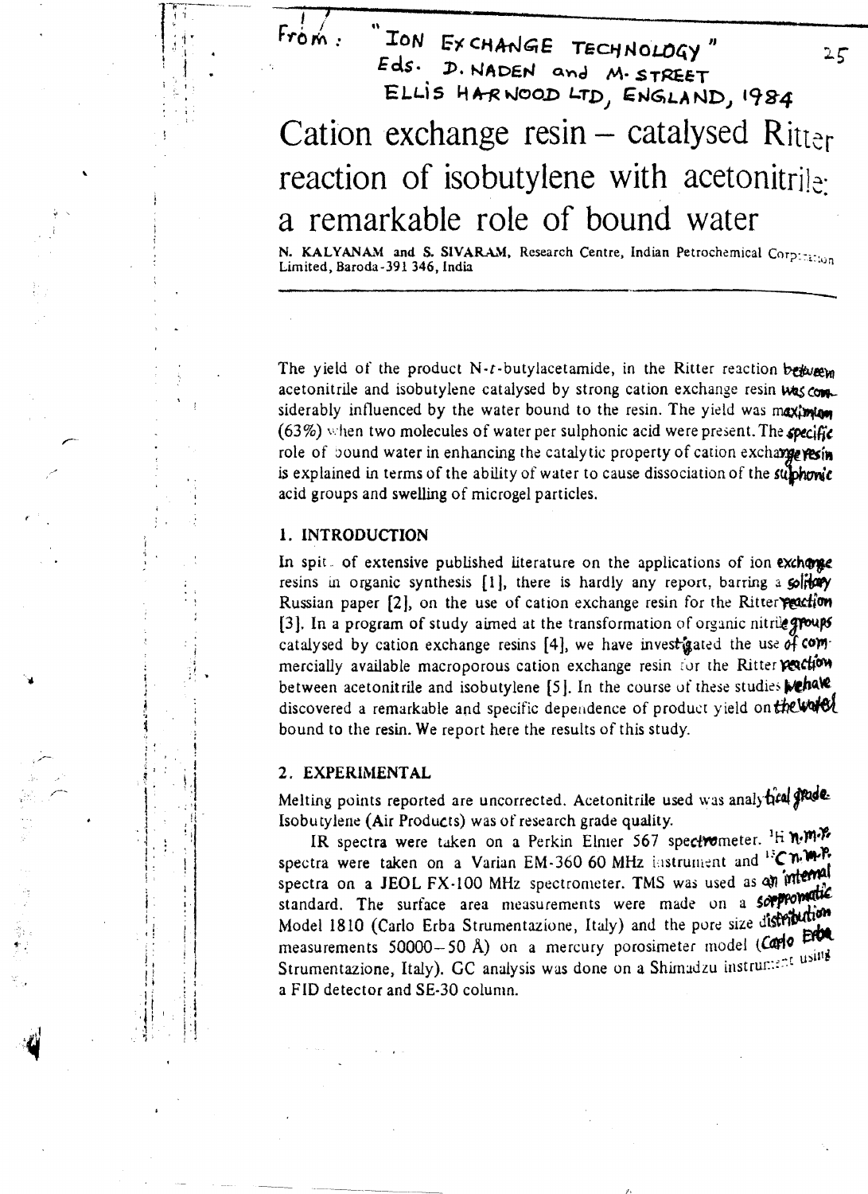From: "ION EXCHANGE TECHNOLOGY"
Eds. D. NADEN and M. STREET
ELLIS HARWOOD LTD, ENGLAND, 1984

# Cation exchange resin – catalysed Ritter reaction of isobutylene with acetonitrile: a remarkable role of bound water

N. KALYANAM and S. SIVARAM, Research Centre, Indian Petrochemical Corporation Limited, Baroda-391 346, India

The yield of the product N-*t*-butylacetamide, in the Ritter reaction between acetonitrile and isobutylene catalysed by strong cation exchange resin was considerably influenced by the water bound to the resin. The yield was maximum (63%) when two molecules of water per sulphonic acid were present. The specific role of bound water in enhancing the catalytic property of cation exchange resin is explained in terms of the ability of water to cause dissociation of the sulphonic acid groups and swelling of microgel particles.

## 1. INTRODUCTION

In spite of extensive published literature on the applications of ion exchange resins in organic synthesis [1], there is hardly any report, barring a solitary Russian paper [2], on the use of cation exchange resin for the Ritter reaction [3]. In a program of study aimed at the transformation of organic nitrile groups catalysed by cation exchange resins [4], we have investigated the use of commercially available macroporous cation exchange resin for the Ritter reaction between acetonitrile and isobutylene [5]. In the course of these studies we have discovered a remarkable and specific dependence of product yield on the water bound to the resin. We report here the results of this study.

## 2. EXPERIMENTAL

Melting points reported are uncorrected. Acetonitrile used was analytical grade. Isobutylene (Air Products) was of research grade quality.

IR spectra were taken on a Perkin Elmer 567 spectrometer. $^{1}$H n.m.r. spectra were taken on a Varian EM-360 60 MHz instrument and $^{13}$C n.m.r. spectra on a JEOL FX-100 MHz spectrometer. TMS was used as an internal standard. The surface area measurements were made on a sorptomatic Model 1810 (Carlo Erba Strumentazione, Italy) and the pore size distribution measurements 50000–50 Å) on a mercury porosimeter model (Carlo Erba Strumentazione, Italy). GC analysis was done on a Shimadzu instrument using a FID detector and SE-30 column.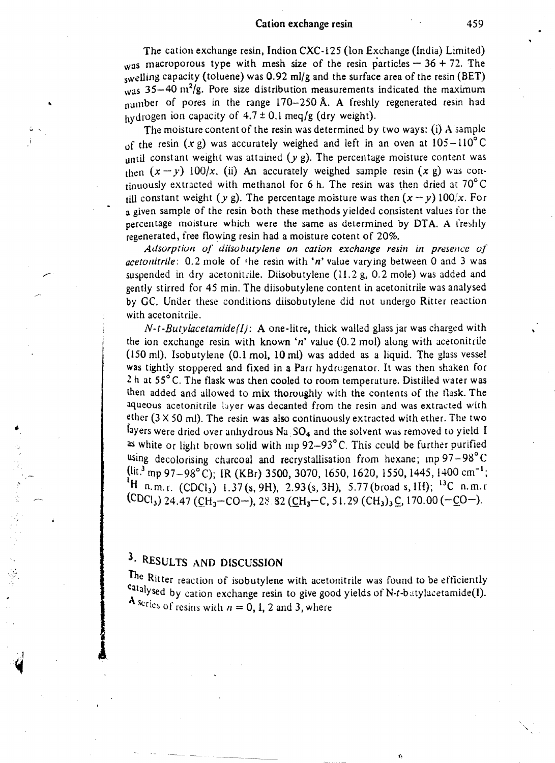The cation exchange resin, Indion CXC-125 (Ion Exchange (India) Limited) was macroporous type with mesh size of the resin particles $-$ 36 + 72. The swelling capacity (toluene) was 0.92 ml/g and the surface area of the resin (BET) was 35–40 $m^2/g$. Pore size distribution measurements indicated the maximum number of pores in the range 170–250 Å. A freshly regenerated resin had hydrogen ion capacity of 4.7 ± 0.1 meq/g (dry weight).

The moisture content of the resin was determined by two ways: (i) A sample of the resin ($x$ g) was accurately weighed and left in an oven at 105–110°C until constant weight was attained ($y$ g). The percentage moisture content was then $(x - y)\ 100/x$. (ii) An accurately weighed sample resin ($x$ g) was continuously extracted with methanol for 6 h. The resin was then dried at 70°C till constant weight ($y$ g). The percentage moisture was then $(x - y)\ 100/x$. For a given sample of the resin both these methods yielded consistent values for the percentage moisture which were the same as determined by DTA. A freshly regenerated, free flowing resin had a moisture cotent of 20%.

*Adsorption of diisobutylene on cation exchange resin in presence of acetonitrile*: 0.2 mole of the resin with '$n$' value varying between 0 and 3 was suspended in dry acetonitrile. Diisobutylene (11.2 g, 0.2 mole) was added and gently stirred for 45 min. The diisobutylene content in acetonitrile was analysed by GC. Under these conditions diisobutylene did not undergo Ritter reaction with acetonitrile.

*N-t-Butylacetamide(I)*: A one-litre, thick walled glass jar was charged with the ion exchange resin with known '$n$' value (0.2 mol) along with acetonitrile (150 ml). Isobutylene (0.1 mol, 10 ml) was added as a liquid. The glass vessel was tightly stoppered and fixed in a Parr hydrogenator. It was then shaken for 2 h at 55°C. The flask was then cooled to room temperature. Distilled water was then added and allowed to mix thoroughly with the contents of the flask. The aqueous acetonitrile layer was decanted from the resin and was extracted with ether (3 × 50 ml). The resin was also continuously extracted with ether. The two layers were dried over anhydrous $Na_2SO_4$ and the solvent was removed to yield I as white or light brown solid with mp 92–93°C. This could be further purified using decolorising charcoal and recrystallisation from hexane; mp 97–98°C (lit.[3] mp 97–98°C); IR (KBr) 3500, 3070, 1650, 1620, 1550, 1445, 1400 $cm^{-1}$; $^1$H n.m.r. ($CDCl_3$) 1.37 (s, 9H), 2.93 (s, 3H), 5.77 (broad s, 1H); $^{13}$C n.m.r ($CDCl_3$) 24.47 ($\underline{C}H_3$–CO–), 28.82 ($\underline{C}H_3$–C, 51.29 $(CH_3)_3\underline{C}$, 170.00 (–$\underline{C}$O–).

## 3. RESULTS AND DISCUSSION

The Ritter reaction of isobutylene with acetonitrile was found to be efficiently catalysed by cation exchange resin to give good yields of N-*t*-butylacetamide(I). A series of resins with $n$ = 0, 1, 2 and 3, where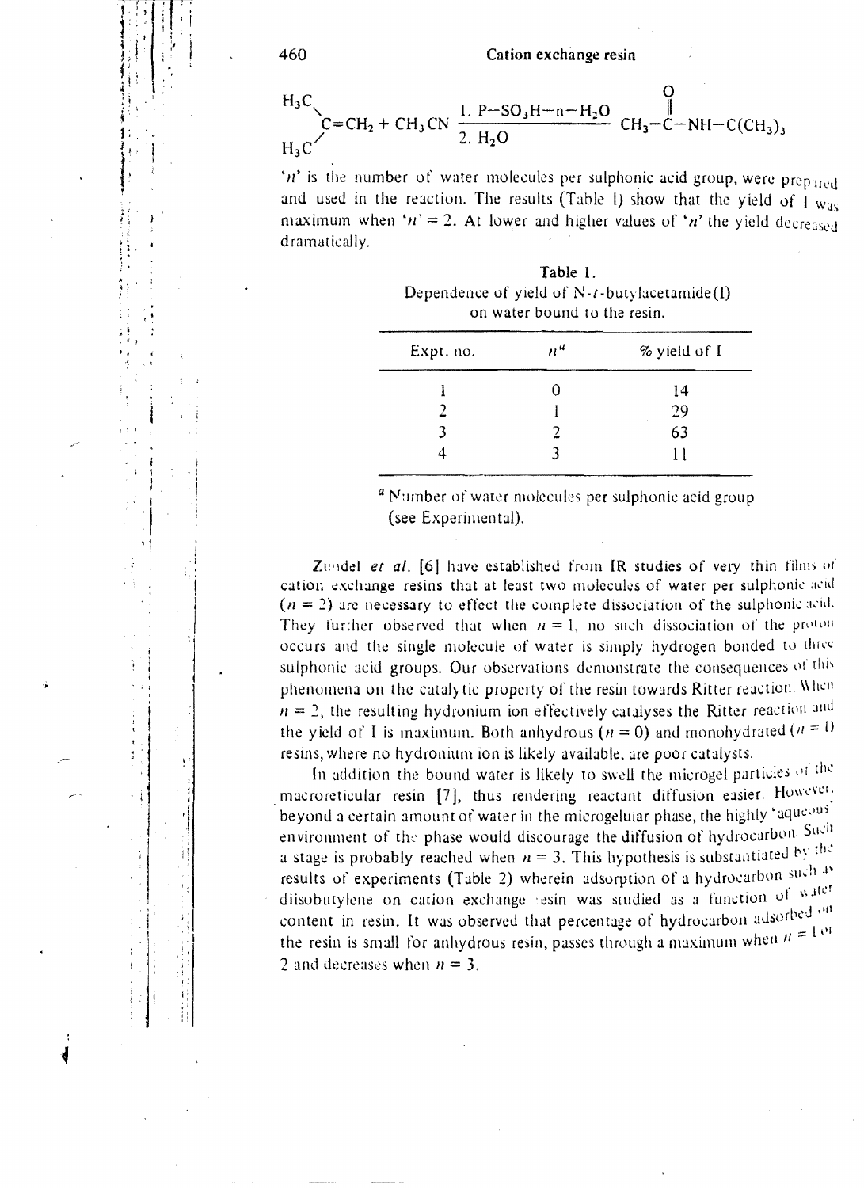$$(H_3C)_2C{=}CH_2 + CH_3CN \xrightarrow[\text{2. } H_2O]{\text{1. P–}SO_3H\text{–n–}H_2O} CH_3\text{–}\overset{\displaystyle O}{\overset{\|}{C}}\text{–}NH\text{–}C(CH_3)_3$$

'$n$' is the number of water molecules per sulphonic acid group, were prepared and used in the reaction. The results (Table 1) show that the yield of I was maximum when '$n$' = 2. At lower and higher values of '$n$' the yield decreased dramatically.

Table 1.
Dependence of yield of N-$t$-butylacetamide(I) on water bound to the resin.

| Expt. no. | $n^a$ | % yield of I |
|---|---|---|
| 1 | 0 | 14 |
| 2 | 1 | 29 |
| 3 | 2 | 63 |
| 4 | 3 | 11 |

[a] Number of water molecules per sulphonic acid group (see Experimental).

Zundel *et al.* [6] have established from IR studies of very thin films of cation exchange resins that at least two molecules of water per sulphonic acid ($n$ = 2) are necessary to effect the complete dissociation of the sulphonic acid. They further observed that when $n$ = 1, no such dissociation of the proton occurs and the single molecule of water is simply hydrogen bonded to three sulphonic acid groups. Our observations demonstrate the consequences of this phenomena on the catalytic property of the resin towards Ritter reaction. When $n$ = 2, the resulting hydronium ion effectively catalyses the Ritter reaction and the yield of I is maximum. Both anhydrous ($n$ = 0) and monohydrated ($n$ = 1) resins, where no hydronium ion is likely available, are poor catalysts.

In addition the bound water is likely to swell the microgel particles of the macroreticular resin [7], thus rendering reactant diffusion easier. However, beyond a certain amount of water in the microgelular phase, the highly 'aqueous' environment of the phase would discourage the diffusion of hydrocarbon. Such a stage is probably reached when $n$ = 3. This hypothesis is substantiated by the results of experiments (Table 2) wherein adsorption of a hydrocarbon such as diisobutylene on cation exchange resin was studied as a function of water content in resin. It was observed that percentage of hydrocarbon adsorbed on the resin is small for anhydrous resin, passes through a maximum when $n$ = 1 or 2 and decreases when $n$ = 3.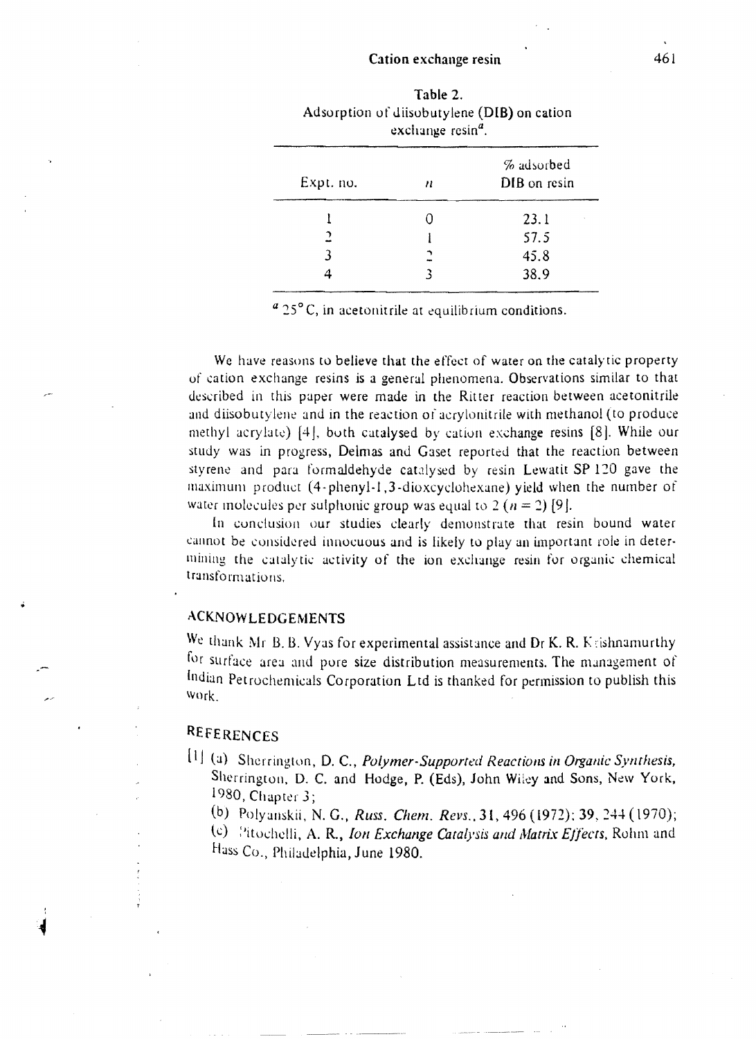Table 2.
Adsorption of diisobutylene (DIB) on cation exchange resin[a].

| Expt. no. | $n$ | % adsorbed DIB on resin |
|---|---|---|
| 1 | 0 | 23.1 |
| 2 | 1 | 57.5 |
| 3 | 2 | 45.8 |
| 4 | 3 | 38.9 |

[a] 25° C, in acetonitrile at equilibrium conditions.

We have reasons to believe that the effect of water on the catalytic property of cation exchange resins is a general phenomena. Observations similar to that described in this paper were made in the Ritter reaction between acetonitrile and diisobutylene and in the reaction of acrylonitrile with methanol (to produce methyl acrylate) [4], both catalysed by cation exchange resins [8]. While our study was in progress, Delmas and Gaset reported that the reaction between styrene and para formaldehyde catalysed by resin Lewatit SP 120 gave the maximum product (4-phenyl-1,3-dioxcyclohexane) yield when the number of water molecules per sulphonic group was equal to 2 ($n = 2$) [9].

In conclusion our studies clearly demonstrate that resin bound water cannot be considered innocuous and is likely to play an important role in determining the catalytic activity of the ion exchange resin for organic chemical transformations.

## ACKNOWLEDGEMENTS

We thank Mr B. B. Vyas for experimental assistance and Dr K. R. Krishnamurthy for surface area and pore size distribution measurements. The management of Indian Petrochemicals Corporation Ltd is thanked for permission to publish this work.

## REFERENCES

[1] (a) Sherrington, D. C., *Polymer-Supported Reactions in Organic Synthesis*, Sherrington, D. C. and Hodge, P. (Eds), John Wiley and Sons, New York, 1980, Chapter 3;

(b) Polyanskii, N. G., *Russ. Chem. Revs.*, 31, 496 (1972); 39, 244 (1970);

(c) Pitochelli, A. R., *Ion Exchange Catalysis and Matrix Effects*, Rohm and Hass Co., Philadelphia, June 1980.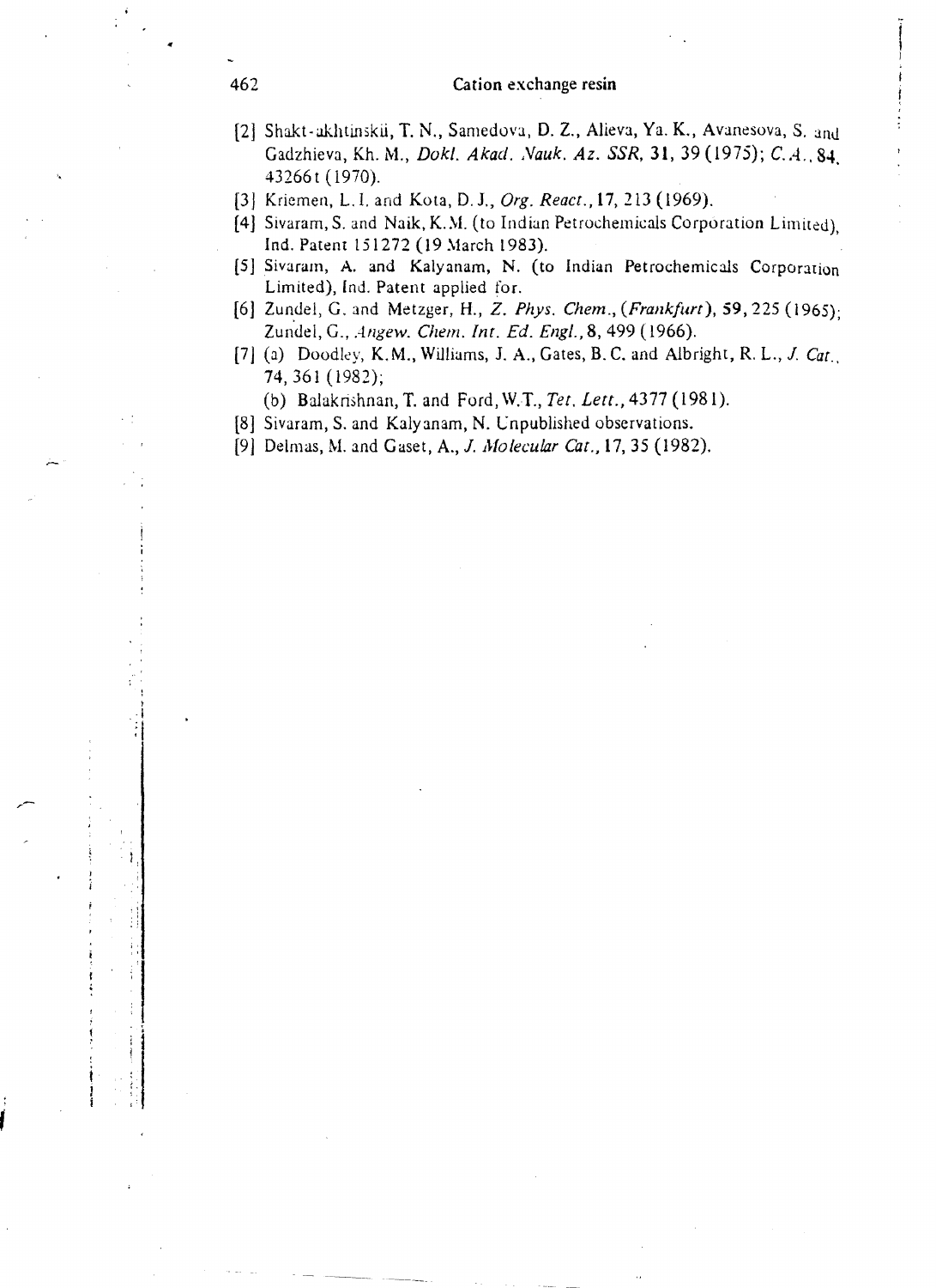[2] Shakt-akhtinskii, T. N., Samedova, D. Z., Alieva, Ya. K., Avanesova, S. and Gadzhieva, Kh. M., *Dokl. Akad. Nauk. Az. SSR*, **31**, 39 (1975); *C.A.*, **84**, 43266t (1970).

[3] Kriemen, L. I. and Kota, D. J., *Org. React.*, **17**, 213 (1969).

[4] Sivaram, S. and Naik, K. M. (to Indian Petrochemicals Corporation Limited), Ind. Patent 151272 (19 March 1983).

[5] Sivaram, A. and Kalyanam, N. (to Indian Petrochemicals Corporation Limited), Ind. Patent applied for.

[6] Zundel, G. and Metzger, H., *Z. Phys. Chem.*, (*Frankfurt*), **59**, 225 (1965); Zundel, G., *Angew. Chem. Int. Ed. Engl.*, **8**, 499 (1966).

[7] (a) Doodley, K.M., Williams, J. A., Gates, B. C. and Albright, R. L., *J. Cat.*, 74, 361 (1982);

(b) Balakrishnan, T. and Ford, W.T., *Tet. Lett.*, 4377 (1981).

[8] Sivaram, S. and Kalyanam, N. Unpublished observations.

[9] Delmas, M. and Gaset, A., *J. Molecular Cat.*, **17**, 35 (1982).